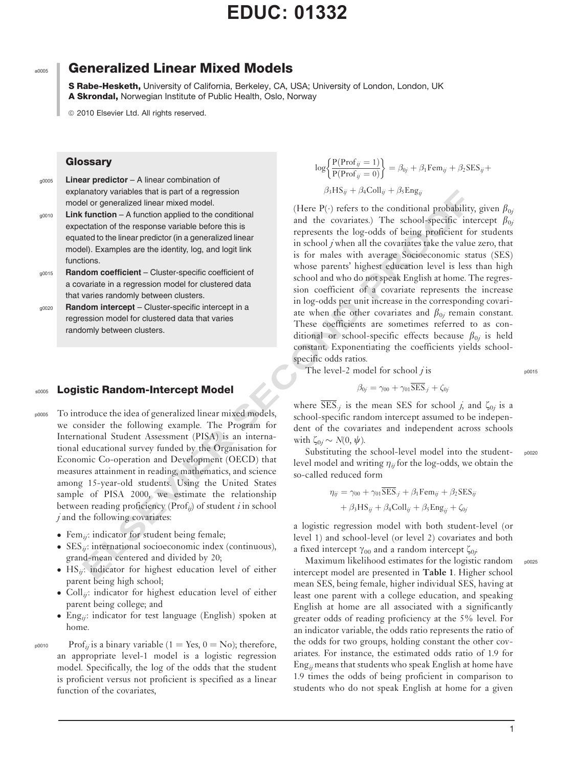# Generalized Linear Mixed Models

**S Rabe-Hesketh,** University of California, Berkeley, CA, USA; University of London, London, UK
**A Skrondal,** Norwegian Institute of Public Health, Oslo, Norway

© 2010 Elsevier Ltd. All rights reserved.

## Glossary

**Linear predictor** – A linear combination of explanatory variables that is part of a regression model or generalized linear mixed model.

**Link function** – A function applied to the conditional expectation of the response variable before this is equated to the linear predictor (in a generalized linear model). Examples are the identity, log, and logit link functions.

**Random coefficient** – Cluster-specific coefficient of a covariate in a regression model for clustered data that varies randomly between clusters.

**Random intercept** – Cluster-specific intercept in a regression model for clustered data that varies randomly between clusters.

## Logistic Random-Intercept Model

To introduce the idea of generalized linear mixed models, we consider the following example. The Program for International Student Assessment (PISA) is an international educational survey funded by the Organisation for Economic Co-operation and Development (OECD) that measures attainment in reading, mathematics, and science among 15-year-old students. Using the United States sample of PISA 2000, we estimate the relationship between reading proficiency ($\text{Prof}_{ij}$) of student $i$ in school $j$ and the following covariates:

- $\text{Fem}_{ij}$: indicator for student being female;
- $\text{SES}_{ij}$: international socioeconomic index (continuous), grand-mean centered and divided by 20;
- $\text{HS}_{ij}$: indicator for highest education level of either parent being high school;
- $\text{Coll}_{ij}$: indicator for highest education level of either parent being college; and
- $\text{Eng}_{ij}$: indicator for test language (English) spoken at home.

$\text{Prof}_{ij}$ is a binary variable (1 = Yes, 0 = No); therefore, an appropriate level-1 model is a logistic regression model. Specifically, the log of the odds that the student is proficient versus not proficient is specified as a linear function of the covariates,

$$\log\left\{\frac{\text{P}(\text{Prof}_{ij}=1)}{\text{P}(\text{Prof}_{ij}=0)}\right\} = \beta_{0j} + \beta_1\text{Fem}_{ij} + \beta_2\text{SES}_{ij} + \beta_3\text{HS}_{ij} + \beta_4\text{Coll}_{ij} + \beta_5\text{Eng}_{ij}$$

(Here $\text{P}(\cdot)$ refers to the conditional probability, given $\beta_{0j}$ and the covariates.) The school-specific intercept $\beta_{0j}$ represents the log-odds of being proficient for students in school $j$ when all the covariates take the value zero, that is for males with average Socioeconomic status (SES) whose parents' highest education level is less than high school and who do not speak English at home. The regression coefficient of a covariate represents the increase in log-odds per unit increase in the corresponding covariate when the other covariates and $\beta_{0j}$ remain constant. These coefficients are sometimes referred to as conditional or school-specific effects because $\beta_{0j}$ is held constant. Exponentiating the coefficients yields school-specific odds ratios.

The level-2 model for school $j$ is

$$\beta_{0j} = \gamma_{00} + \gamma_{01}\overline{\text{SES}}_{\cdot j} + \zeta_{0j}$$

where $\overline{\text{SES}}_{\cdot j}$ is the mean SES for school $j$, and $\zeta_{0j}$ is a school-specific random intercept assumed to be independent of the covariates and independent across schools with $\zeta_{0j} \sim N(0, \psi)$.

Substituting the school-level model into the student-level model and writing $\eta_{ij}$ for the log-odds, we obtain the so-called reduced form

$$\eta_{ij} = \gamma_{00} + \gamma_{01}\overline{\text{SES}}_{\cdot j} + \beta_1\text{Fem}_{ij} + \beta_2\text{SES}_{ij} + \beta_3\text{HS}_{ij} + \beta_4\text{Coll}_{ij} + \beta_5\text{Eng}_{ij} + \zeta_{0j}$$

a logistic regression model with both student-level (or level 1) and school-level (or level 2) covariates and both a fixed intercept $\gamma_{00}$ and a random intercept $\zeta_{0j}$.

Maximum likelihood estimates for the logistic random intercept model are presented in **Table 1**. Higher school mean SES, being female, higher individual SES, having at least one parent with a college education, and speaking English at home are all associated with a significantly greater odds of reading proficiency at the 5% level. For an indicator variable, the odds ratio represents the ratio of the odds for two groups, holding constant the other covariates. For instance, the estimated odds ratio of 1.9 for $\text{Eng}_{ij}$ means that students who speak English at home have 1.9 times the odds of being proficient in comparison to students who do not speak English at home for a given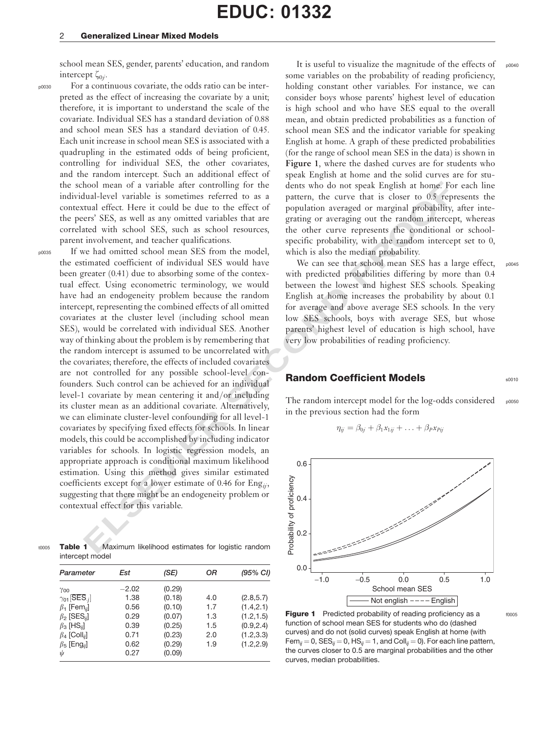school mean SES, gender, parents' education, and random intercept $\zeta_{0j}$.

For a continuous covariate, the odds ratio can be interpreted as the effect of increasing the covariate by a unit; therefore, it is important to understand the scale of the covariate. Individual SES has a standard deviation of 0.88 and school mean SES has a standard deviation of 0.45. Each unit increase in school mean SES is associated with a quadrupling in the estimated odds of being proficient, controlling for individual SES, the other covariates, and the random intercept. Such an additional effect of the school mean of a variable after controlling for the individual-level variable is sometimes referred to as a contextual effect. Here it could be due to the effect of the peers' SES, as well as any omitted variables that are correlated with school SES, such as school resources, parent involvement, and teacher qualifications.

If we had omitted school mean SES from the model, the estimated coefficient of individual SES would have been greater (0.41) due to absorbing some of the contextual effect. Using econometric terminology, we would have had an endogeneity problem because the random intercept, representing the combined effects of all omitted covariates at the cluster level (including school mean SES), would be correlated with individual SES. Another way of thinking about the problem is by remembering that the random intercept is assumed to be uncorrelated with the covariates; therefore, the effects of included covariates are not controlled for any possible school-level confounders. Such control can be achieved for an individual level-1 covariate by mean centering it and/or including its cluster mean as an additional covariate. Alternatively, we can eliminate cluster-level confounding for all level-1 covariates by specifying fixed effects for schools. In linear models, this could be accomplished by including indicator variables for schools. In logistic regression models, an appropriate approach is conditional maximum likelihood estimation. Using this method gives similar estimated coefficients except for a lower estimate of 0.46 for $\text{Eng}_{ij}$, suggesting that there might be an endogeneity problem or contextual effect for this variable.

**Table 1** Maximum likelihood estimates for logistic random intercept model

| *Parameter* | *Est* | *(SE)* | *OR* | *(95% CI)* |
|---|---|---|---|---|
| $\gamma_{00}$ | −2.02 | (0.29) | | |
| $\gamma_{01}$ [$\overline{\text{SES}}_j$] | 1.38 | (0.18) | 4.0 | (2.8,5.7) |
| $\beta_1$ [$\text{Fem}_{ij}$] | 0.56 | (0.10) | 1.7 | (1.4,2.1) |
| $\beta_2$ [$\text{SES}_{ij}$] | 0.29 | (0.07) | 1.3 | (1.2,1.5) |
| $\beta_3$ [$\text{HS}_{ij}$] | 0.39 | (0.25) | 1.5 | (0.9,2.4) |
| $\beta_4$ [$\text{Coll}_{ij}$] | 0.71 | (0.23) | 2.0 | (1.2,3.3) |
| $\beta_5$ [$\text{Eng}_{ij}$] | 0.62 | (0.29) | 1.9 | (1.2,2.9) |
| $\psi$ | 0.27 | (0.09) | | |

It is useful to visualize the magnitude of the effects of some variables on the probability of reading proficiency, holding constant other variables. For instance, we can consider boys whose parents' highest level of education is high school and who have SES equal to the overall mean, and obtain predicted probabilities as a function of school mean SES and the indicator variable for speaking English at home. A graph of these predicted probabilities (for the range of school mean SES in the data) is shown in **Figure 1**, where the dashed curves are for students who speak English at home and the solid curves are for students who do not speak English at home. For each line pattern, the curve that is closer to 0.5 represents the population averaged or marginal probability, after integrating or averaging out the random intercept, whereas the other curve represents the conditional or school-specific probability, with the random intercept set to 0, which is also the median probability.

We can see that school mean SES has a large effect, with predicted probabilities differing by more than 0.4 between the lowest and highest SES schools. Speaking English at home increases the probability by about 0.1 for average and above average SES schools. In the very low SES schools, boys with average SES, but whose parents' highest level of education is high school, have very low probabilities of reading proficiency.

## Random Coefficient Models

The random intercept model for the log-odds considered in the previous section had the form

$$\eta_{ij} = \beta_{0j} + \beta_1 x_{1ij} + \ldots + \beta_P x_{Pij}$$

**Figure 1** Predicted probability of reading proficiency as a function of school mean SES for students who do (dashed curves) and do not (solid curves) speak English at home (with $\text{Fem}_{ij} = 0$, $\text{SES}_{ij} = 0$, $\text{HS}_{ij} = 1$, and $\text{Coll}_{ij} = 0$). For each line pattern, the curves closer to 0.5 are marginal probabilities and the other curves, median probabilities.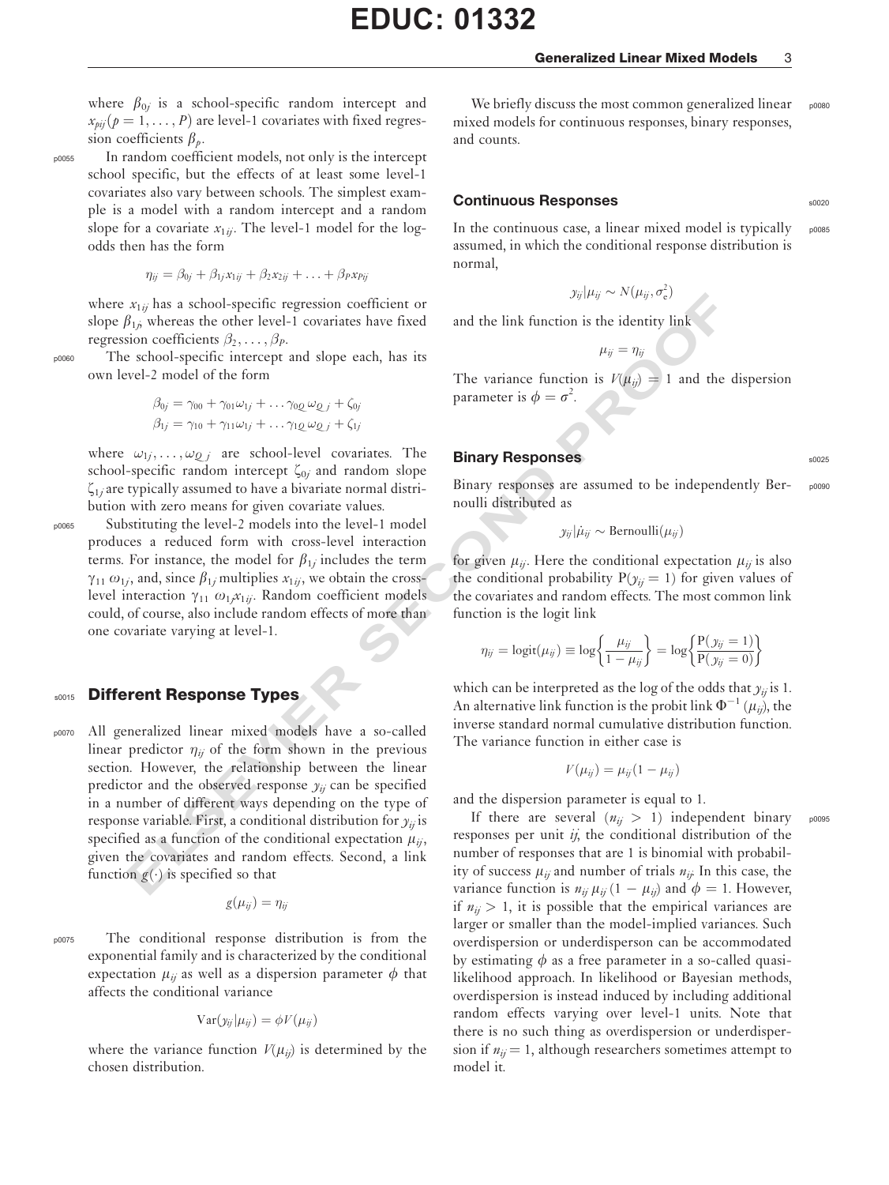where $\beta_{0j}$ is a school-specific random intercept and $x_{pij} (p = 1, \ldots, P)$ are level-1 covariates with fixed regression coefficients $\beta_p$.

In random coefficient models, not only is the intercept school specific, but the effects of at least some level-1 covariates also vary between schools. The simplest example is a model with a random intercept and a random slope for a covariate $x_{1ij}$. The level-1 model for the log-odds then has the form

$$\eta_{ij} = \beta_{0j} + \beta_{1j} x_{1ij} + \beta_2 x_{2ij} + \ldots + \beta_P x_{Pij}$$

where $x_{1ij}$ has a school-specific regression coefficient or slope $\beta_{1j}$, whereas the other level-1 covariates have fixed regression coefficients $\beta_2, \ldots, \beta_P$.

The school-specific intercept and slope each, has its own level-2 model of the form

$$\beta_{0j} = \gamma_{00} + \gamma_{01}\omega_{1j} + \ldots \gamma_{0Q}\,\omega_{Q\,j} + \zeta_{0j}$$
$$\beta_{1j} = \gamma_{10} + \gamma_{11}\omega_{1j} + \ldots \gamma_{1Q}\,\omega_{Q\,j} + \zeta_{1j}$$

where $\omega_{1j}, \ldots, \omega_{Q\,j}$ are school-level covariates. The school-specific random intercept $\zeta_{0j}$ and random slope $\zeta_{1j}$ are typically assumed to have a bivariate normal distribution with zero means for given covariate values.

Substituting the level-2 models into the level-1 model produces a reduced form with cross-level interaction terms. For instance, the model for $\beta_{1j}$ includes the term $\gamma_{11}\,\omega_{1j}$, and, since $\beta_{1j}$ multiplies $x_{1ij}$, we obtain the cross-level interaction $\gamma_{11}\,\omega_{1j} x_{1ij}$. Random coefficient models could, of course, also include random effects of more than one covariate varying at level-1.

## Different Response Types

All generalized linear mixed models have a so-called linear predictor $\eta_{ij}$ of the form shown in the previous section. However, the relationship between the linear predictor and the observed response $y_{ij}$ can be specified in a number of different ways depending on the type of response variable. First, a conditional distribution for $y_{ij}$ is specified as a function of the conditional expectation $\mu_{ij}$, given the covariates and random effects. Second, a link function $g(\cdot)$ is specified so that

$$g(\mu_{ij}) = \eta_{ij}$$

The conditional response distribution is from the exponential family and is characterized by the conditional expectation $\mu_{ij}$ as well as a dispersion parameter $\phi$ that affects the conditional variance

$$\mathrm{Var}(y_{ij}|\mu_{ij}) = \phi V(\mu_{ij})$$

where the variance function $V(\mu_{ij})$ is determined by the chosen distribution.

We briefly discuss the most common generalized linear mixed models for continuous responses, binary responses, and counts.

## Continuous Responses

In the continuous case, a linear mixed model is typically assumed, in which the conditional response distribution is normal,

$$y_{ij}|\mu_{ij} \sim N(\mu_{ij}, \sigma_e^2)$$

and the link function is the identity link

$$\mu_{ij} = \eta_{ij}$$

The variance function is $V(\mu_{ij}) = 1$ and the dispersion parameter is $\phi = \sigma^2$.

## Binary Responses

Binary responses are assumed to be independently Bernoulli distributed as

$$y_{ij}|\dot{\mu}_{ij} \sim \mathrm{Bernoulli}(\mu_{ij})$$

for given $\mu_{ij}$. Here the conditional expectation $\mu_{ij}$ is also the conditional probability $\mathrm{P}(y_{ij} = 1)$ for given values of the covariates and random effects. The most common link function is the logit link

$$\eta_{ij} = \mathrm{logit}(\mu_{ij}) \equiv \log\left\{\frac{\mu_{ij}}{1 - \mu_{ij}}\right\} = \log\left\{\frac{\mathrm{P}(y_{ij} = 1)}{\mathrm{P}(y_{ij} = 0)}\right\}$$

which can be interpreted as the log of the odds that $y_{ij}$ is 1. An alternative link function is the probit link $\Phi^{-1}(\mu_{ij})$, the inverse standard normal cumulative distribution function. The variance function in either case is

$$V(\mu_{ij}) = \mu_{ij}(1 - \mu_{ij})$$

and the dispersion parameter is equal to 1.

If there are several ($n_{ij} > 1$) independent binary responses per unit $ij$, the conditional distribution of the number of responses that are 1 is binomial with probability of success $\mu_{ij}$ and number of trials $n_{ij}$. In this case, the variance function is $n_{ij}\,\mu_{ij}\,(1 - \mu_{ij})$ and $\phi = 1$. However, if $n_{ij} > 1$, it is possible that the empirical variances are larger or smaller than the model-implied variances. Such overdispersion or underdisperson can be accommodated by estimating $\phi$ as a free parameter in a so-called quasi-likelihood approach. In likelihood or Bayesian methods, overdispersion is instead induced by including additional random effects varying over level-1 units. Note that there is no such thing as overdispersion or underdispersion if $n_{ij} = 1$, although researchers sometimes attempt to model it.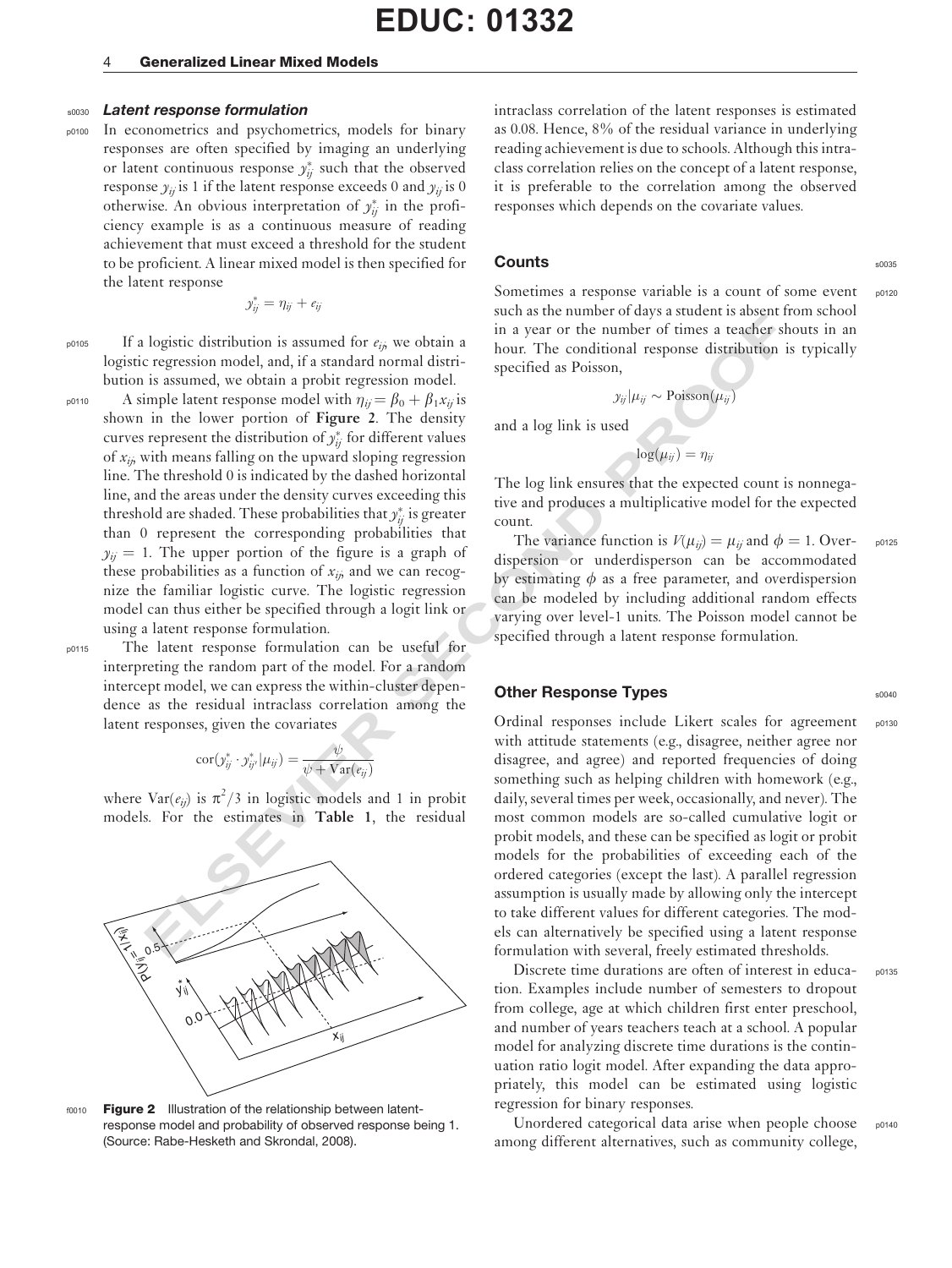### *Latent response formulation*

In econometrics and psychometrics, models for binary responses are often specified by imaging an underlying or latent continuous response $y^*_{ij}$ such that the observed response $y_{ij}$ is 1 if the latent response exceeds 0 and $y_{ij}$ is 0 otherwise. An obvious interpretation of $y^*_{ij}$ in the proficiency example is as a continuous measure of reading achievement that must exceed a threshold for the student to be proficient. A linear mixed model is then specified for the latent response

$$y^*_{ij} = \eta_{ij} + e_{ij}$$

If a logistic distribution is assumed for $e_{ij}$, we obtain a logistic regression model, and, if a standard normal distribution is assumed, we obtain a probit regression model.

A simple latent response model with $\eta_{ij} = \beta_0 + \beta_1 x_{ij}$ is shown in the lower portion of **Figure 2**. The density curves represent the distribution of $y^*_{ij}$ for different values of $x_{ij}$, with means falling on the upward sloping regression line. The threshold 0 is indicated by the dashed horizontal line, and the areas under the density curves exceeding this threshold are shaded. These probabilities that $y^*_{ij}$ is greater than 0 represent the corresponding probabilities that $y_{ij} = 1$. The upper portion of the figure is a graph of these probabilities as a function of $x_{ij}$, and we can recognize the familiar logistic curve. The logistic regression model can thus either be specified through a logit link or using a latent response formulation.

The latent response formulation can be useful for interpreting the random part of the model. For a random intercept model, we can express the within-cluster dependence as the residual intraclass correlation among the latent responses, given the covariates

$$\text{cor}(y^*_{ij} \cdot y^*_{ij'} | \mu_{ij}) = \frac{\psi}{\psi + \text{Var}(e_{ij})}$$

where $\text{Var}(e_{ij})$ is $\pi^2/3$ in logistic models and 1 in probit models. For the estimates in **Table 1**, the residual intraclass correlation of the latent responses is estimated as 0.08. Hence, 8% of the residual variance in underlying reading achievement is due to schools. Although this intraclass correlation relies on the concept of a latent response, it is preferable to the correlation among the observed responses which depends on the covariate values.

**Figure 2** Illustration of the relationship between latent-response model and probability of observed response being 1. (Source: Rabe-Hesketh and Skrondal, 2008).

## Counts

Sometimes a response variable is a count of some event such as the number of days a student is absent from school in a year or the number of times a teacher shouts in an hour. The conditional response distribution is typically specified as Poisson,

$$y_{ij} | \mu_{ij} \sim \text{Poisson}(\mu_{ij})$$

and a log link is used

$$\log(\mu_{ij}) = \eta_{ij}$$

The log link ensures that the expected count is nonnegative and produces a multiplicative model for the expected count.

The variance function is $V(\mu_{ij}) = \mu_{ij}$ and $\phi = 1$. Overdispersion or underdisperson can be accommodated by estimating $\phi$ as a free parameter, and overdispersion can be modeled by including additional random effects varying over level-1 units. The Poisson model cannot be specified through a latent response formulation.

## Other Response Types

Ordinal responses include Likert scales for agreement with attitude statements (e.g., disagree, neither agree nor disagree, and agree) and reported frequencies of doing something such as helping children with homework (e.g., daily, several times per week, occasionally, and never). The most common models are so-called cumulative logit or probit models, and these can be specified as logit or probit models for the probabilities of exceeding each of the ordered categories (except the last). A parallel regression assumption is usually made by allowing only the intercept to take different values for different categories. The models can alternatively be specified using a latent response formulation with several, freely estimated thresholds.

Discrete time durations are often of interest in education. Examples include number of semesters to dropout from college, age at which children first enter preschool, and number of years teachers teach at a school. A popular model for analyzing discrete time durations is the continuation ratio logit model. After expanding the data appropriately, this model can be estimated using logistic regression for binary responses.

Unordered categorical data arise when people choose among different alternatives, such as community college,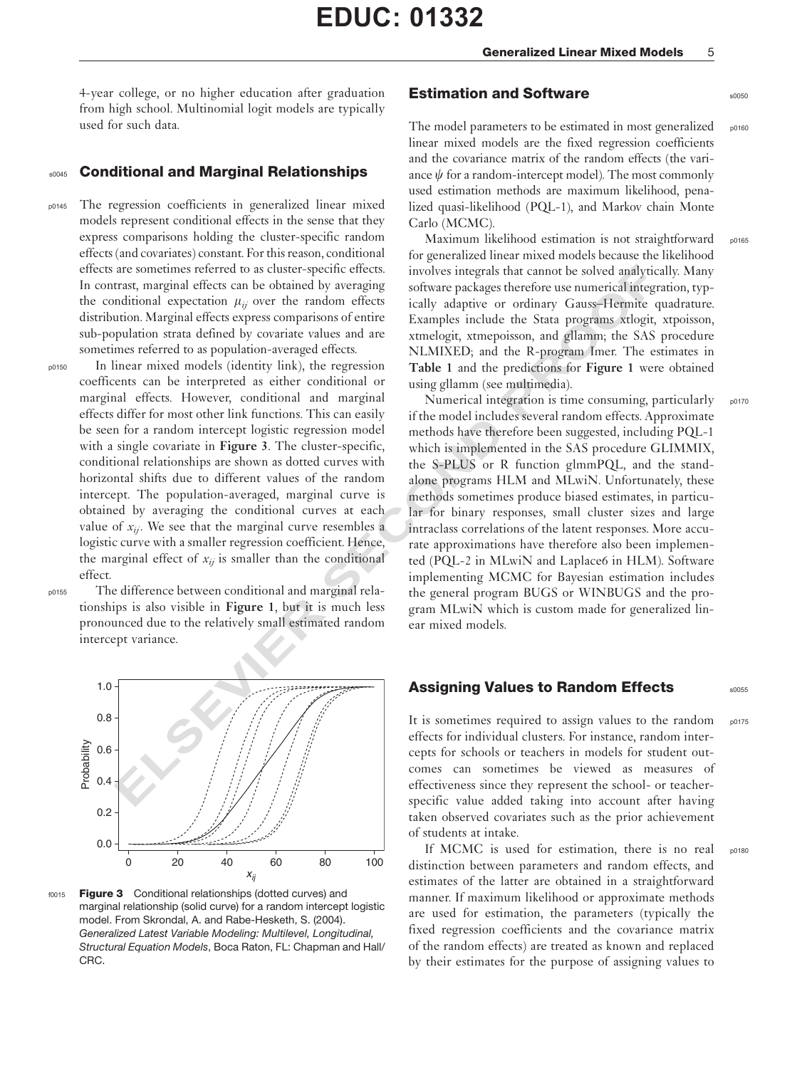4-year college, or no higher education after graduation from high school. Multinomial logit models are typically used for such data.

## Conditional and Marginal Relationships

The regression coefficients in generalized linear mixed models represent conditional effects in the sense that they express comparisons holding the cluster-specific random effects (and covariates) constant. For this reason, conditional effects are sometimes referred to as cluster-specific effects. In contrast, marginal effects can be obtained by averaging the conditional expectation $\mu_{ij}$ over the random effects distribution. Marginal effects express comparisons of entire sub-population strata defined by covariate values and are sometimes referred to as population-averaged effects.

In linear mixed models (identity link), the regression coefficents can be interpreted as either conditional or marginal effects. However, conditional and marginal effects differ for most other link functions. This can easily be seen for a random intercept logistic regression model with a single covariate in **Figure 3**. The cluster-specific, conditional relationships are shown as dotted curves with horizontal shifts due to different values of the random intercept. The population-averaged, marginal curve is obtained by averaging the conditional curves at each value of $x_{ij}$. We see that the marginal curve resembles a logistic curve with a smaller regression coefficient. Hence, the marginal effect of $x_{ij}$ is smaller than the conditional effect.

The difference between conditional and marginal relationships is also visible in **Figure 1**, but it is much less pronounced due to the relatively small estimated random intercept variance.

**Figure 3** Conditional relationships (dotted curves) and marginal relationship (solid curve) for a random intercept logistic model. From Skrondal, A. and Rabe-Hesketh, S. (2004). *Generalized Latest Variable Modeling: Multilevel, Longitudinal, Structural Equation Models*, Boca Raton, FL: Chapman and Hall/CRC.

## Estimation and Software

The model parameters to be estimated in most generalized linear mixed models are the fixed regression coefficients and the covariance matrix of the random effects (the variance $\psi$ for a random-intercept model). The most commonly used estimation methods are maximum likelihood, penalized quasi-likelihood (PQL-1), and Markov chain Monte Carlo (MCMC).

Maximum likelihood estimation is not straightforward for generalized linear mixed models because the likelihood involves integrals that cannot be solved analytically. Many software packages therefore use numerical integration, typically adaptive or ordinary Gauss–Hermite quadrature. Examples include the Stata programs xtlogit, xtpoisson, xtmelogit, xtmepoisson, and gllamm; the SAS procedure NLMIXED; and the R-program lmer. The estimates in **Table 1** and the predictions for **Figure 1** were obtained using gllamm (see multimedia).

Numerical integration is time consuming, particularly if the model includes several random effects. Approximate methods have therefore been suggested, including PQL-1 which is implemented in the SAS procedure GLIMMIX, the S-PLUS or R function glmmPQL, and the stand-alone programs HLM and MLwiN. Unfortunately, these methods sometimes produce biased estimates, in particular for binary responses, small cluster sizes and large intraclass correlations of the latent responses. More accurate approximations have therefore also been implemented (PQL-2 in MLwiN and Laplace6 in HLM). Software implementing MCMC for Bayesian estimation includes the general program BUGS or WINBUGS and the program MLwiN which is custom made for generalized linear mixed models.

## Assigning Values to Random Effects

It is sometimes required to assign values to the random effects for individual clusters. For instance, random intercepts for schools or teachers in models for student outcomes can sometimes be viewed as measures of effectiveness since they represent the school- or teacher-specific value added taking into account after having taken observed covariates such as the prior achievement of students at intake.

If MCMC is used for estimation, there is no real distinction between parameters and random effects, and estimates of the latter are obtained in a straightforward manner. If maximum likelihood or approximate methods are used for estimation, the parameters (typically the fixed regression coefficients and the covariance matrix of the random effects) are treated as known and replaced by their estimates for the purpose of assigning values to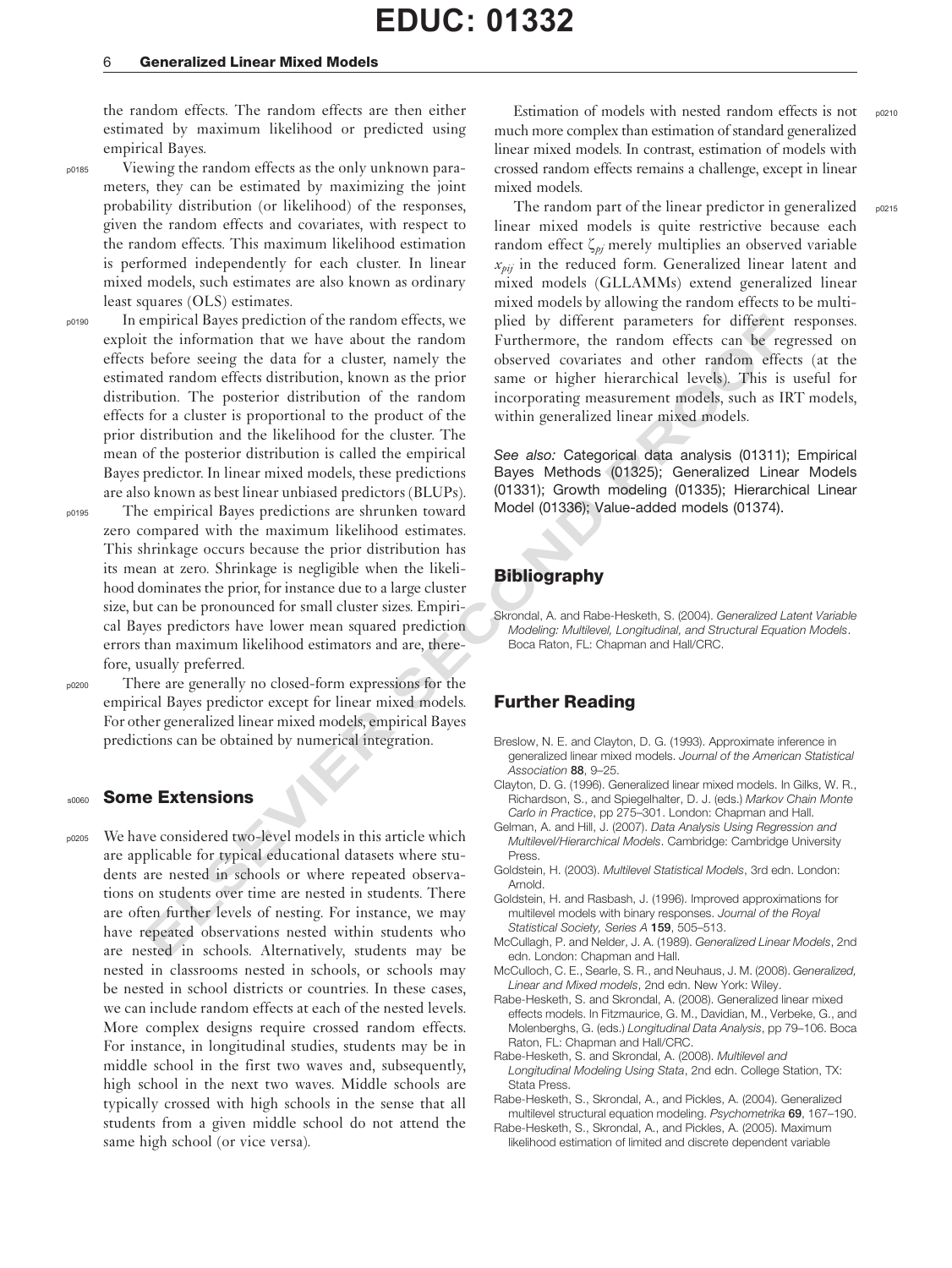the random effects. The random effects are then either estimated by maximum likelihood or predicted using empirical Bayes.

Viewing the random effects as the only unknown parameters, they can be estimated by maximizing the joint probability distribution (or likelihood) of the responses, given the random effects and covariates, with respect to the random effects. This maximum likelihood estimation is performed independently for each cluster. In linear mixed models, such estimates are also known as ordinary least squares (OLS) estimates.

In empirical Bayes prediction of the random effects, we exploit the information that we have about the random effects before seeing the data for a cluster, namely the estimated random effects distribution, known as the prior distribution. The posterior distribution of the random effects for a cluster is proportional to the product of the prior distribution and the likelihood for the cluster. The mean of the posterior distribution is called the empirical Bayes predictor. In linear mixed models, these predictions are also known as best linear unbiased predictors (BLUPs).

The empirical Bayes predictions are shrunken toward zero compared with the maximum likelihood estimates. This shrinkage occurs because the prior distribution has its mean at zero. Shrinkage is negligible when the likelihood dominates the prior, for instance due to a large cluster size, but can be pronounced for small cluster sizes. Empirical Bayes predictors have lower mean squared prediction errors than maximum likelihood estimators and are, therefore, usually preferred.

There are generally no closed-form expressions for the empirical Bayes predictor except for linear mixed models. For other generalized linear mixed models, empirical Bayes predictions can be obtained by numerical integration.

## Some Extensions

We have considered two-level models in this article which are applicable for typical educational datasets where students are nested in schools or where repeated observations on students over time are nested in students. There are often further levels of nesting. For instance, we may have repeated observations nested within students who are nested in schools. Alternatively, students may be nested in classrooms nested in schools, or schools may be nested in school districts or countries. In these cases, we can include random effects at each of the nested levels. More complex designs require crossed random effects. For instance, in longitudinal studies, students may be in middle school in the first two waves and, subsequently, high school in the next two waves. Middle schools are typically crossed with high schools in the sense that all students from a given middle school do not attend the same high school (or vice versa).

Estimation of models with nested random effects is not much more complex than estimation of standard generalized linear mixed models. In contrast, estimation of models with crossed random effects remains a challenge, except in linear mixed models.

The random part of the linear predictor in generalized linear mixed models is quite restrictive because each random effect $\zeta_{pj}$ merely multiplies an observed variable $x_{pij}$ in the reduced form. Generalized linear latent and mixed models (GLLAMMs) extend generalized linear mixed models by allowing the random effects to be multiplied by different parameters for different responses. Furthermore, the random effects can be regressed on observed covariates and other random effects (at the same or higher hierarchical levels). This is useful for incorporating measurement models, such as IRT models, within generalized linear mixed models.

*See also:* Categorical data analysis (01311); Empirical Bayes Methods (01325); Generalized Linear Models (01331); Growth modeling (01335); Hierarchical Linear Model (01336); Value-added models (01374).

## Bibliography

Skrondal, A. and Rabe-Hesketh, S. (2004). *Generalized Latent Variable Modeling: Multilevel, Longitudinal, and Structural Equation Models*. Boca Raton, FL: Chapman and Hall/CRC.

## Further Reading

Breslow, N. E. and Clayton, D. G. (1993). Approximate inference in generalized linear mixed models. *Journal of the American Statistical Association* **88**, 9–25.

Clayton, D. G. (1996). Generalized linear mixed models. In Gilks, W. R., Richardson, S., and Spiegelhalter, D. J. (eds.) *Markov Chain Monte Carlo in Practice*, pp 275–301. London: Chapman and Hall.

Gelman, A. and Hill, J. (2007). *Data Analysis Using Regression and Multilevel/Hierarchical Models*. Cambridge: Cambridge University Press.

Goldstein, H. (2003). *Multilevel Statistical Models*, 3rd edn. London: Arnold.

Goldstein, H. and Rasbash, J. (1996). Improved approximations for multilevel models with binary responses. *Journal of the Royal Statistical Society, Series A* **159**, 505–513.

McCullagh, P. and Nelder, J. A. (1989). *Generalized Linear Models*, 2nd edn. London: Chapman and Hall.

McCulloch, C. E., Searle, S. R., and Neuhaus, J. M. (2008). *Generalized, Linear and Mixed models*, 2nd edn. New York: Wiley.

Rabe-Hesketh, S. and Skrondal, A. (2008). Generalized linear mixed effects models. In Fitzmaurice, G. M., Davidian, M., Verbeke, G., and Molenberghs, G. (eds.) *Longitudinal Data Analysis*, pp 79–106. Boca Raton, FL: Chapman and Hall/CRC.

Rabe-Hesketh, S. and Skrondal, A. (2008). *Multilevel and Longitudinal Modeling Using Stata*, 2nd edn. College Station, TX: Stata Press.

Rabe-Hesketh, S., Skrondal, A., and Pickles, A. (2004). Generalized multilevel structural equation modeling. *Psychometrika* **69**, 167–190.

Rabe-Hesketh, S., Skrondal, A., and Pickles, A. (2005). Maximum likelihood estimation of limited and discrete dependent variable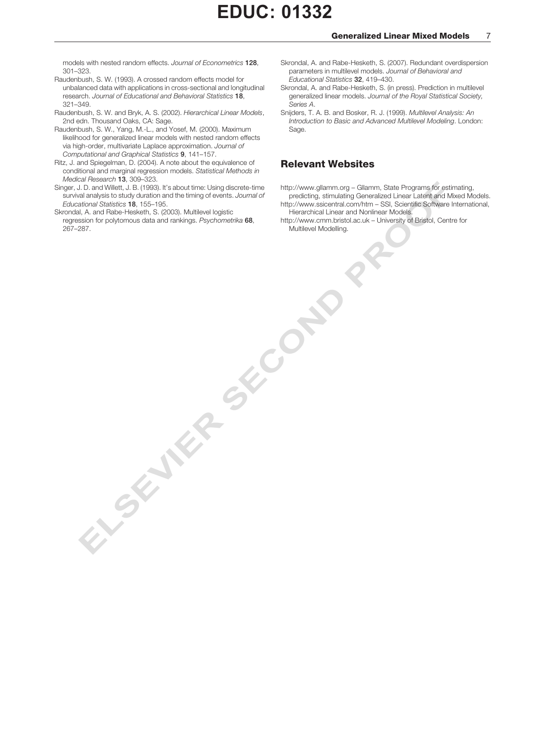models with nested random effects. *Journal of Econometrics* **128**, 301–323.

Raudenbush, S. W. (1993). A crossed random effects model for unbalanced data with applications in cross-sectional and longitudinal research. *Journal of Educational and Behavioral Statistics* **18**, 321–349.

Raudenbush, S. W. and Bryk, A. S. (2002). *Hierarchical Linear Models*, 2nd edn. Thousand Oaks, CA: Sage.

Raudenbush, S. W., Yang, M.-L., and Yosef, M. (2000). Maximum likelihood for generalized linear models with nested random effects via high-order, multivariate Laplace approximation. *Journal of Computational and Graphical Statistics* **9**, 141–157.

Ritz, J. and Spiegelman, D. (2004). A note about the equivalence of conditional and marginal regression models. *Statistical Methods in Medical Research* **13**, 309–323.

Singer, J. D. and Willett, J. B. (1993). It's about time: Using discrete-time survival analysis to study duration and the timing of events. *Journal of Educational Statistics* **18**, 155–195.

Skrondal, A. and Rabe-Hesketh, S. (2003). Multilevel logistic regression for polytomous data and rankings. *Psychometrika* **68**, 267–287.

Skrondal, A. and Rabe-Hesketh, S. (2007). Redundant overdispersion parameters in multilevel models. *Journal of Behavioral and Educational Statistics* **32**, 419–430.

Skrondal, A. and Rabe-Hesketh, S. (in press). Prediction in multilevel generalized linear models. *Journal of the Royal Statistical Society, Series A*.

Snijders, T. A. B. and Bosker, R. J. (1999). *Multilevel Analysis: An Introduction to Basic and Advanced Multilevel Modeling*. London: Sage.

## Relevant Websites

http://www.gllamm.org – Gllamm, State Programs for estimating, predicting, stimulating Generalized Linear Latent and Mixed Models.

http://www.ssicentral.com/htm – SSI, Scientific Software International, Hierarchical Linear and Nonlinear Models.

http://www.cmm.bristol.ac.uk – University of Bristol, Centre for Multilevel Modelling.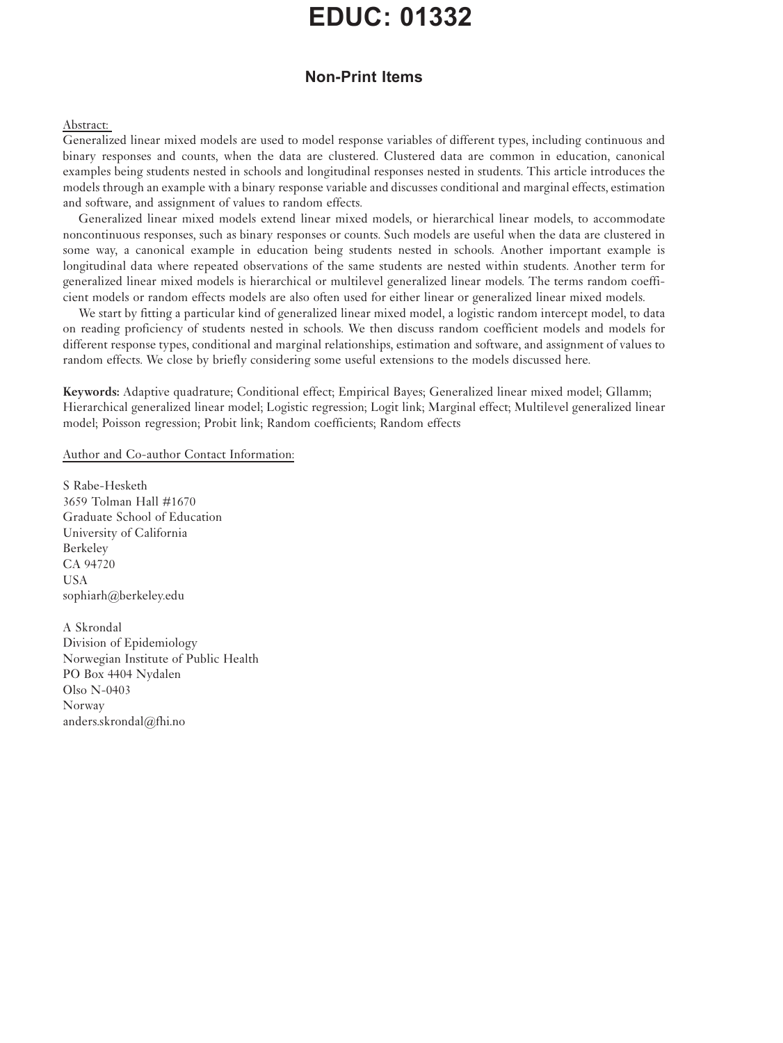# EDUC: 01332

## Non-Print Items

Abstract:

Generalized linear mixed models are used to model response variables of different types, including continuous and binary responses and counts, when the data are clustered. Clustered data are common in education, canonical examples being students nested in schools and longitudinal responses nested in students. This article introduces the models through an example with a binary response variable and discusses conditional and marginal effects, estimation and software, and assignment of values to random effects.

Generalized linear mixed models extend linear mixed models, or hierarchical linear models, to accommodate noncontinuous responses, such as binary responses or counts. Such models are useful when the data are clustered in some way, a canonical example in education being students nested in schools. Another important example is longitudinal data where repeated observations of the same students are nested within students. Another term for generalized linear mixed models is hierarchical or multilevel generalized linear models. The terms random coefficient models or random effects models are also often used for either linear or generalized linear mixed models.

We start by fitting a particular kind of generalized linear mixed model, a logistic random intercept model, to data on reading proficiency of students nested in schools. We then discuss random coefficient models and models for different response types, conditional and marginal relationships, estimation and software, and assignment of values to random effects. We close by briefly considering some useful extensions to the models discussed here.

**Keywords:** Adaptive quadrature; Conditional effect; Empirical Bayes; Generalized linear mixed model; Gllamm; Hierarchical generalized linear model; Logistic regression; Logit link; Marginal effect; Multilevel generalized linear model; Poisson regression; Probit link; Random coefficients; Random effects

Author and Co-author Contact Information:

S Rabe-Hesketh
3659 Tolman Hall #1670
Graduate School of Education
University of California
Berkeley
CA 94720
USA
sophiarh@berkeley.edu

A Skrondal
Division of Epidemiology
Norwegian Institute of Public Health
PO Box 4404 Nydalen
Olso N-0403
Norway
anders.skrondal@fhi.no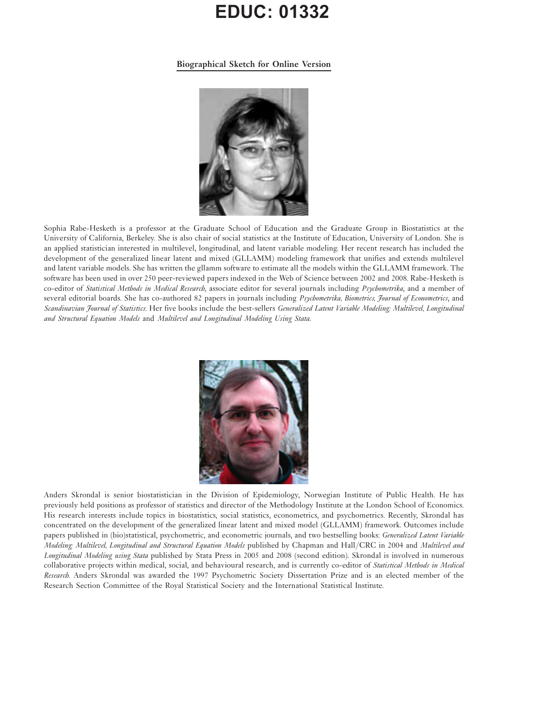# EDUC: 01332

## Biographical Sketch for Online Version

Sophia Rabe-Hesketh is a professor at the Graduate School of Education and the Graduate Group in Biostatistics at the University of California, Berkeley. She is also chair of social statistics at the Institute of Education, University of London. She is an applied statistician interested in multilevel, longitudinal, and latent variable modeling. Her recent research has included the development of the generalized linear latent and mixed (GLLAMM) modeling framework that unifies and extends multilevel and latent variable models. She has written the gllamm software to estimate all the models within the GLLAMM framework. The software has been used in over 250 peer-reviewed papers indexed in the Web of Science between 2002 and 2008. Rabe-Hesketh is co-editor of *Statistical Methods in Medical Research*, associate editor for several journals including *Psychometrika*, and a member of several editorial boards. She has co-authored 82 papers in journals including *Psychometrika, Biometrics, Journal of Econometrics*, and *Scandinavian Journal of Statistics*. Her five books include the best-sellers *Generalized Latent Variable Modeling: Multilevel, Longitudinal and Structural Equation Models* and *Multilevel and Longitudinal Modeling Using Stata*.

Anders Skrondal is senior biostatistician in the Division of Epidemiology, Norwegian Institute of Public Health. He has previously held positions as professor of statistics and director of the Methodology Institute at the London School of Economics. His research interests include topics in biostatistics, social statistics, econometrics, and psychometrics. Recently, Skrondal has concentrated on the development of the generalized linear latent and mixed model (GLLAMM) framework. Outcomes include papers published in (bio)statistical, psychometric, and econometric journals, and two bestselling books: *Generalized Latent Variable Modeling: Multilevel, Longitudinal and Structural Equation Models* published by Chapman and Hall/CRC in 2004 and *Multilevel and Longitudinal Modeling using Stata* published by Stata Press in 2005 and 2008 (second edition). Skrondal is involved in numerous collaborative projects within medical, social, and behavioural research, and is currently co-editor of *Statistical Methods in Medical Research*. Anders Skrondal was awarded the 1997 Psychometric Society Dissertation Prize and is an elected member of the Research Section Committee of the Royal Statistical Society and the International Statistical Institute.